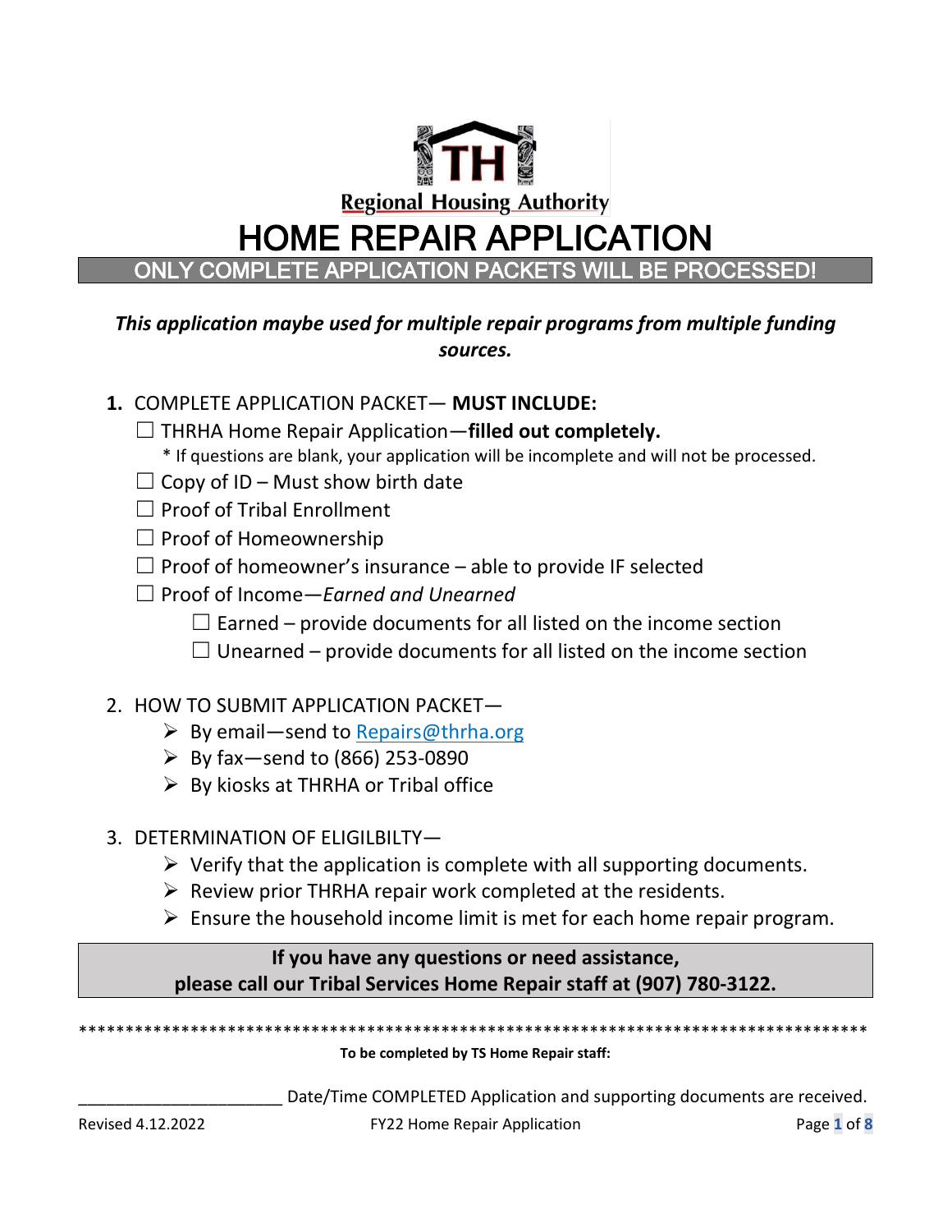Regional Housing Authority

# HOME REPAIR APPLICATION

## ONLY COMPLETE APPLICATION PACKETS WILL BE PROCESSED!

***This application maybe used for multiple repair programs from multiple funding sources.***

1. COMPLETE APPLICATION PACKET— **MUST INCLUDE:**
   - ☐ THRHA Home Repair Application—**filled out completely.**
     * If questions are blank, your application will be incomplete and will not be processed.
   - ☐ Copy of ID – Must show birth date
   - ☐ Proof of Tribal Enrollment
   - ☐ Proof of Homeownership
   - ☐ Proof of homeowner's insurance – able to provide IF selected
   - ☐ Proof of Income—*Earned and Unearned*
     - ☐ Earned – provide documents for all listed on the income section
     - ☐ Unearned – provide documents for all listed on the income section

2. HOW TO SUBMIT APPLICATION PACKET—
   - By email—send to Repairs@thrha.org
   - By fax—send to (866) 253-0890
   - By kiosks at THRHA or Tribal office

3. DETERMINATION OF ELIGILBILTY—
   - Verify that the application is complete with all supporting documents.
   - Review prior THRHA repair work completed at the residents.
   - Ensure the household income limit is met for each home repair program.

**If you have any questions or need assistance, please call our Tribal Services Home Repair staff at (907) 780-3122.**

***************************************************************************************

**To be completed by TS Home Repair staff:**

______________________ Date/Time COMPLETED Application and supporting documents are received.

Revised 4.12.2022 FY22 Home Repair Application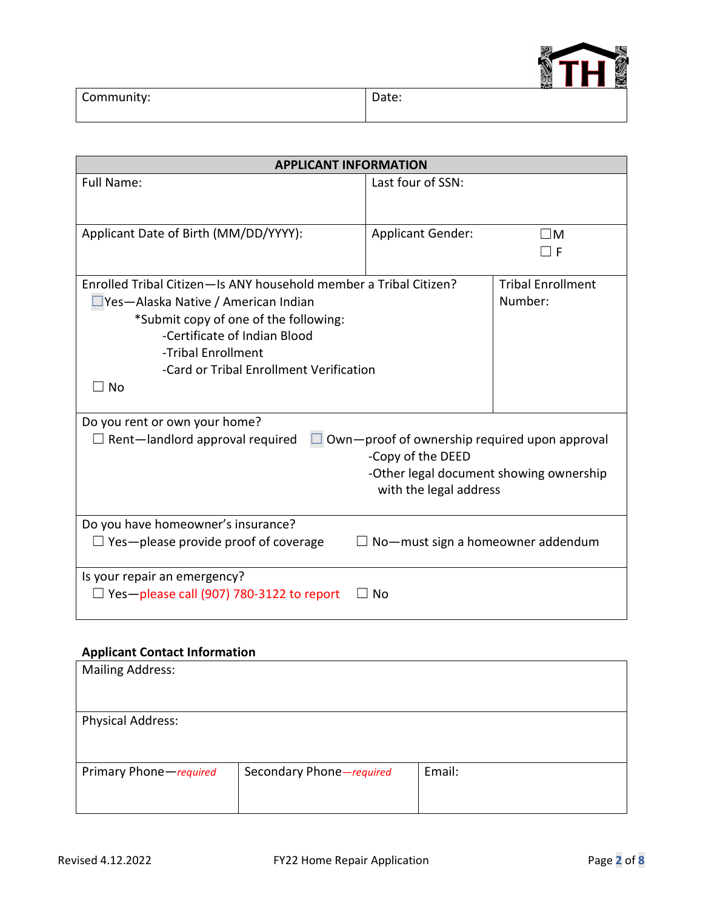| Community: | Date: |
|---|---|

| APPLICANT INFORMATION | | |
|---|---|---|
| Full Name: | Last four of SSN: | |
| Applicant Date of Birth (MM/DD/YYYY): | Applicant Gender: | ☐M ☐ F |
| Enrolled Tribal Citizen—Is ANY household member a Tribal Citizen?<br>☐Yes—Alaska Native / American Indian<br>*Submit copy of one of the following:<br>-Certificate of Indian Blood<br>-Tribal Enrollment<br>-Card or Tribal Enrollment Verification<br>☐ No | | Tribal Enrollment Number: |
| Do you rent or own your home?<br>☐ Rent—landlord approval required ☐ Own—proof of ownership required upon approval<br>-Copy of the DEED<br>-Other legal document showing ownership with the legal address | | |
| Do you have homeowner's insurance?<br>☐ Yes—please provide proof of coverage ☐ No—must sign a homeowner addendum | | |
| Is your repair an emergency?<br>☐ Yes—please call (907) 780-3122 to report ☐ No | | |

**Applicant Contact Information**

| Mailing Address: | | |
|---|---|---|
| Physical Address: | | |
| Primary Phone—*required* | Secondary Phone—*required* | Email: |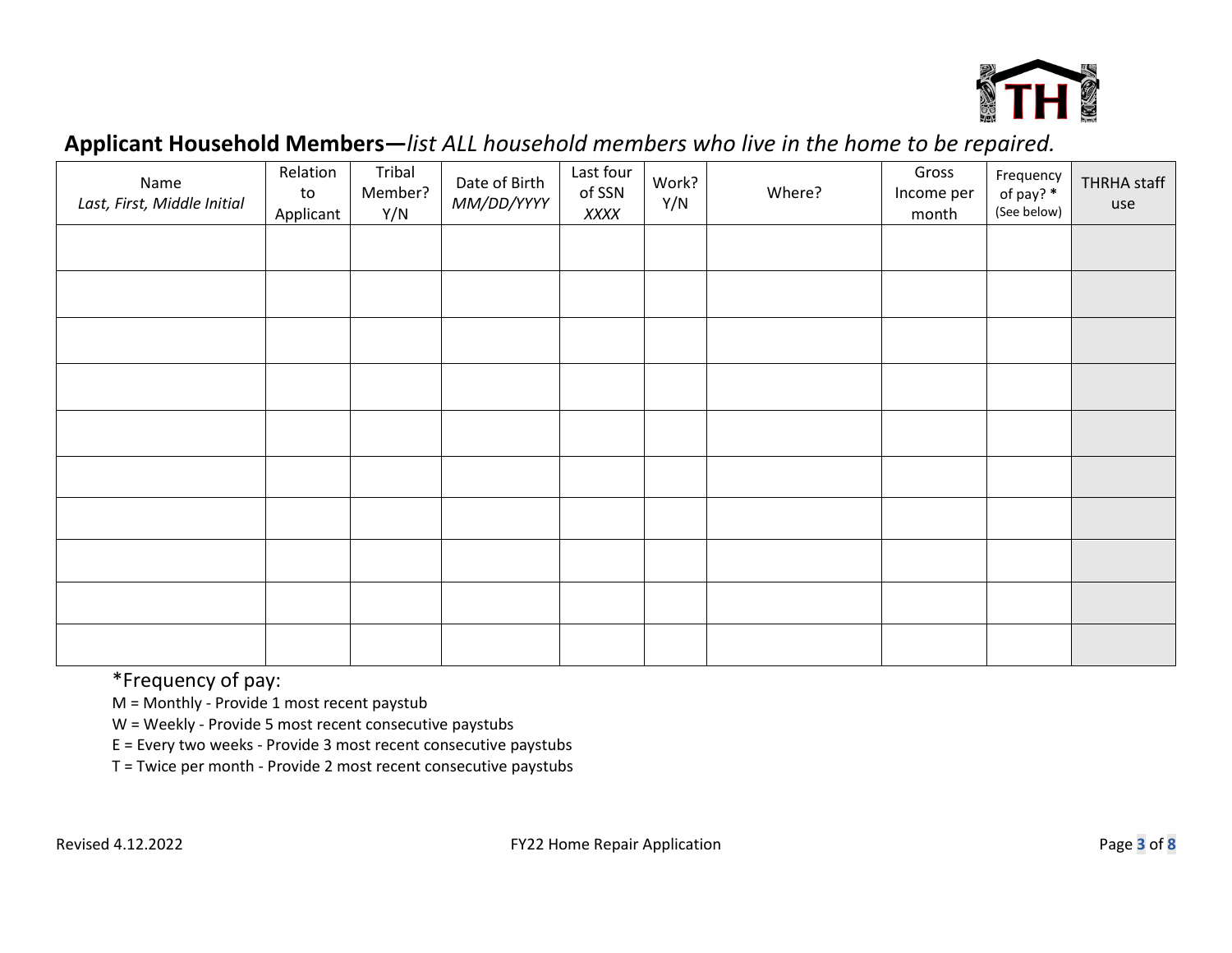## **Applicant Household Members—***list ALL household members who live in the home to be repaired.*

| Name *Last, First, Middle Initial* | Relation to Applicant | Tribal Member? Y/N | Date of Birth *MM/DD/YYYY* | Last four of SSN *XXXX* | Work? Y/N | Where? | Gross Income per month | Frequency of pay? * (See below) | THRHA staff use |
|---|---|---|---|---|---|---|---|---|---|
| | | | | | | | | | |
| | | | | | | | | | |
| | | | | | | | | | |
| | | | | | | | | | |
| | | | | | | | | | |
| | | | | | | | | | |
| | | | | | | | | | |
| | | | | | | | | | |
| | | | | | | | | | |
| | | | | | | | | | |

*Frequency of pay:

M = Monthly - Provide 1 most recent paystub

W = Weekly - Provide 5 most recent consecutive paystubs

E = Every two weeks - Provide 3 most recent consecutive paystubs

T = Twice per month - Provide 2 most recent consecutive paystubs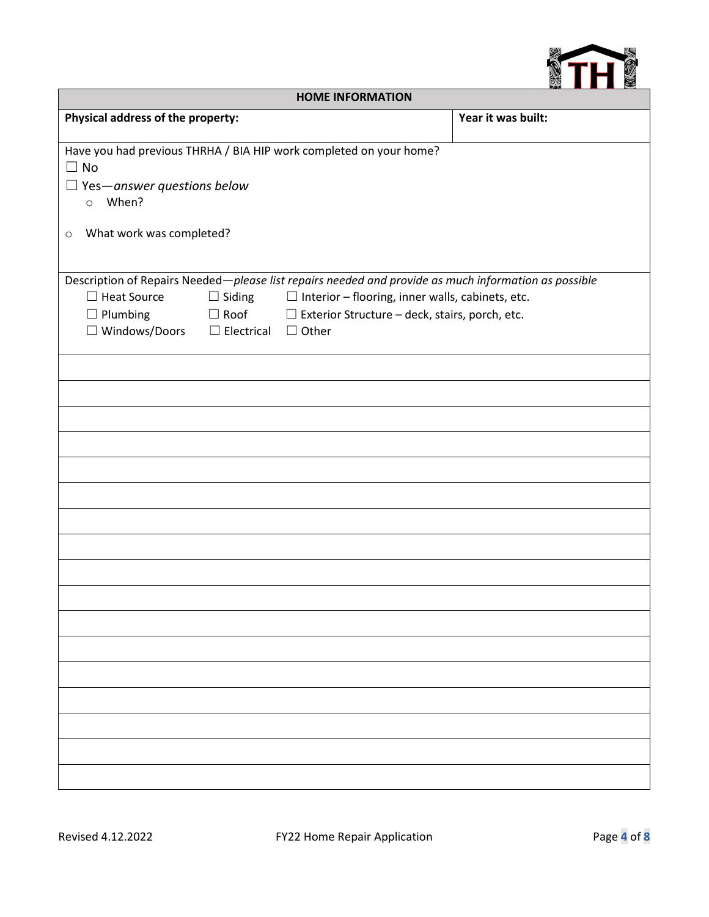## HOME INFORMATION

| **Physical address of the property:** | **Year it was built:** |
|---|---|
| | |

Have you had previous THRHA / BIA HIP work completed on your home?

☐ No

☐ Yes—*answer questions below*

- When?

- What work was completed?

Description of Repairs Needed—*please list repairs needed and provide as much information as possible*

☐ Heat Source ☐ Siding ☐ Interior – flooring, inner walls, cabinets, etc.

☐ Plumbing ☐ Roof ☐ Exterior Structure – deck, stairs, porch, etc.

☐ Windows/Doors ☐ Electrical ☐ Other

Revised 4.12.2022 FY22 Home Repair Application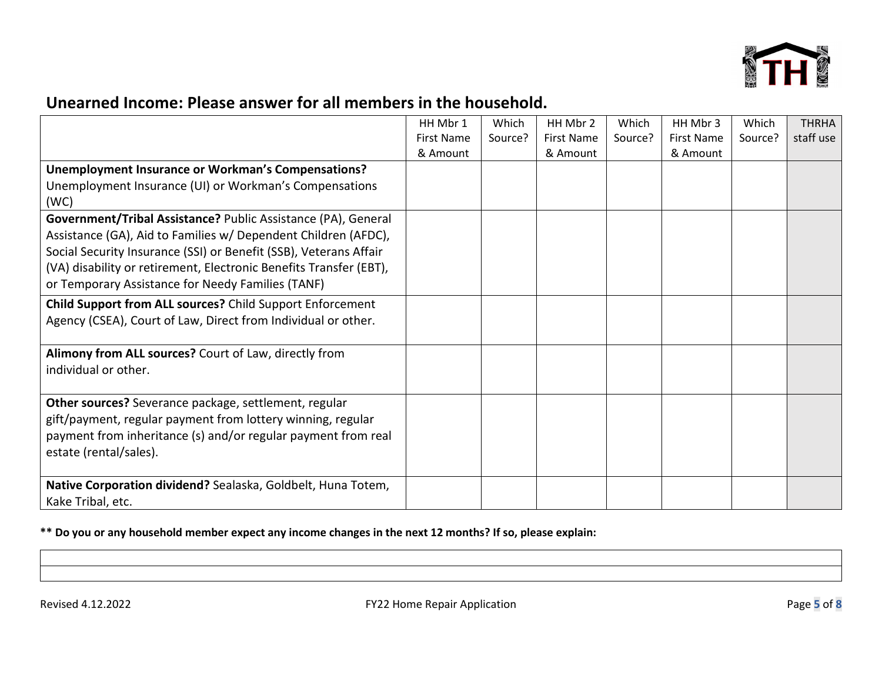## Unearned Income: Please answer for all members in the household.

| | HH Mbr 1 First Name & Amount | Which Source? | HH Mbr 2 First Name & Amount | Which Source? | HH Mbr 3 First Name & Amount | Which Source? | THRHA staff use |
|---|---|---|---|---|---|---|---|
| **Unemployment Insurance or Workman's Compensations?** Unemployment Insurance (UI) or Workman's Compensations (WC) | | | | | | | |
| **Government/Tribal Assistance?** Public Assistance (PA), General Assistance (GA), Aid to Families w/ Dependent Children (AFDC), Social Security Insurance (SSI) or Benefit (SSB), Veterans Affair (VA) disability or retirement, Electronic Benefits Transfer (EBT), or Temporary Assistance for Needy Families (TANF) | | | | | | | |
| **Child Support from ALL sources?** Child Support Enforcement Agency (CSEA), Court of Law, Direct from Individual or other. | | | | | | | |
| **Alimony from ALL sources?** Court of Law, directly from individual or other. | | | | | | | |
| **Other sources?** Severance package, settlement, regular gift/payment, regular payment from lottery winning, regular payment from inheritance (s) and/or regular payment from real estate (rental/sales). | | | | | | | |
| **Native Corporation dividend?** Sealaska, Goldbelt, Huna Totem, Kake Tribal, etc. | | | | | | | |

**** Do you or any household member expect any income changes in the next 12 months? If so, please explain:**

| |
|---|
| |

Revised 4.12.2022 FY22 Home Repair Application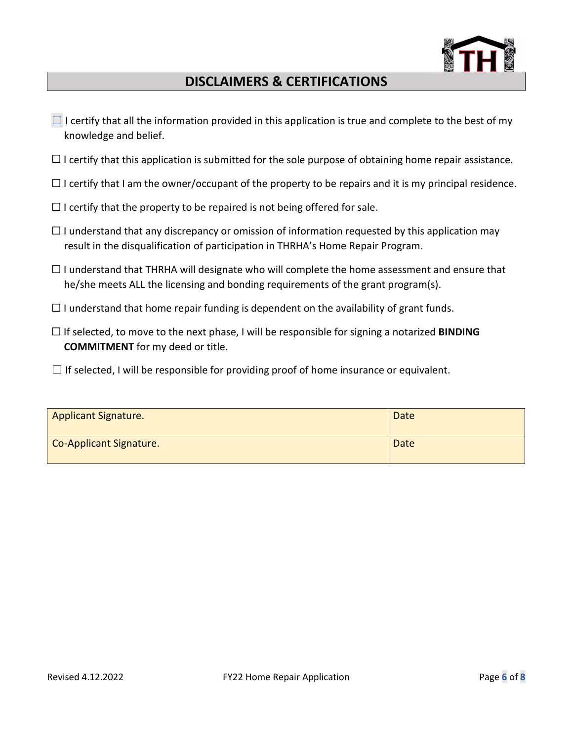## DISCLAIMERS & CERTIFICATIONS

☐ I certify that all the information provided in this application is true and complete to the best of my knowledge and belief.

☐ I certify that this application is submitted for the sole purpose of obtaining home repair assistance.

☐ I certify that I am the owner/occupant of the property to be repairs and it is my principal residence.

☐ I certify that the property to be repaired is not being offered for sale.

☐ I understand that any discrepancy or omission of information requested by this application may result in the disqualification of participation in THRHA's Home Repair Program.

☐ I understand that THRHA will designate who will complete the home assessment and ensure that he/she meets ALL the licensing and bonding requirements of the grant program(s).

☐ I understand that home repair funding is dependent on the availability of grant funds.

☐ If selected, to move to the next phase, I will be responsible for signing a notarized **BINDING COMMITMENT** for my deed or title.

☐ If selected, I will be responsible for providing proof of home insurance or equivalent.

| Applicant Signature. | Date |
|---|---|
| Co-Applicant Signature. | Date |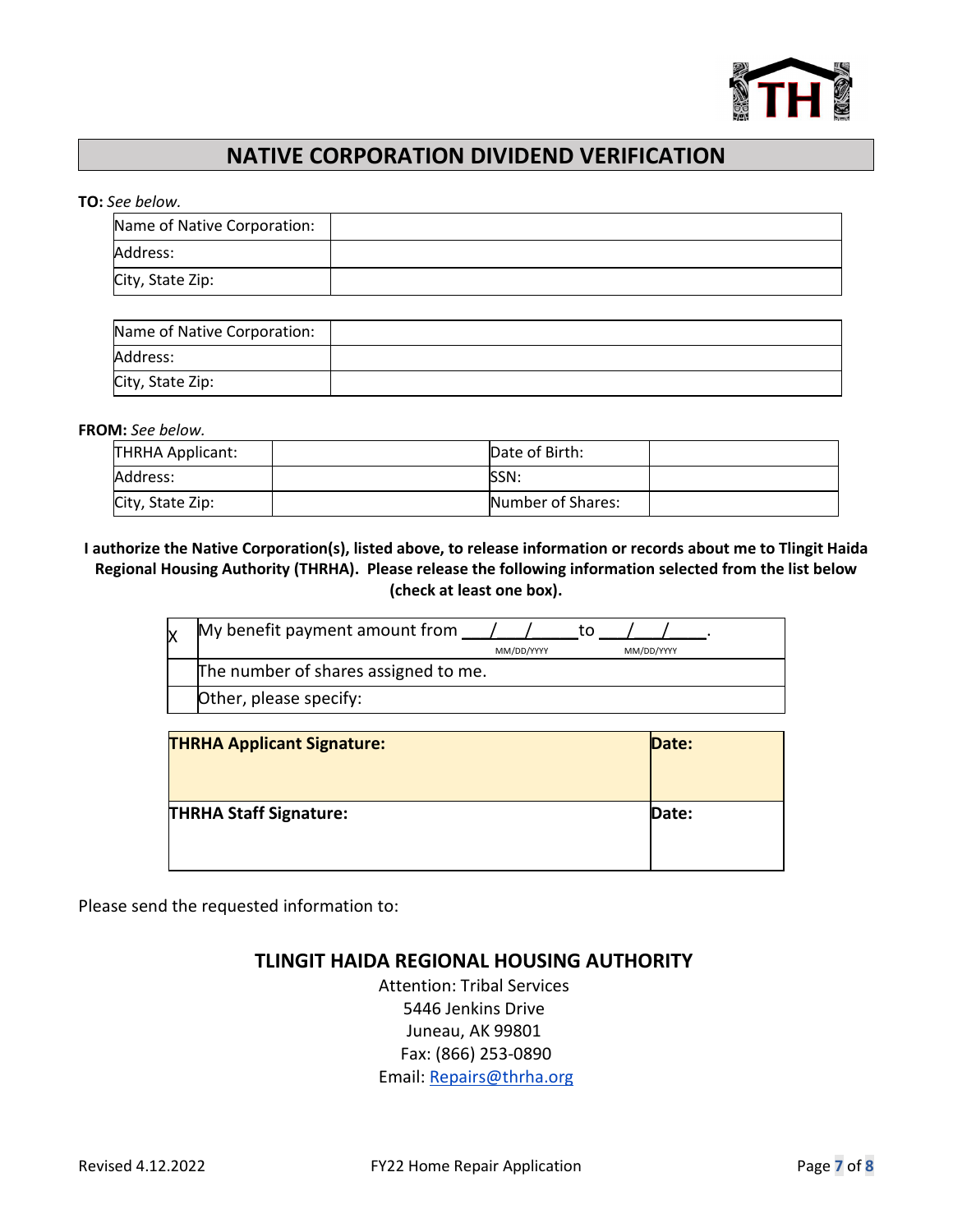# NATIVE CORPORATION DIVIDEND VERIFICATION

**TO:** *See below.*

| Name of Native Corporation: | |
|---|---|
| Address: | |
| City, State Zip: | |

| Name of Native Corporation: | |
|---|---|
| Address: | |
| City, State Zip: | |

**FROM:** *See below.*

| THRHA Applicant: | | Date of Birth: | |
|---|---|---|---|
| Address: | | SSN: | |
| City, State Zip: | | Number of Shares: | |

**I authorize the Native Corporation(s), listed above, to release information or records about me to Tlingit Haida Regional Housing Authority (THRHA). Please release the following information selected from the list below (check at least one box).**

| | |
|---|---|
| X | My benefit payment amount from \_\_\_/\_\_\_/\_\_\_\_\_ (MM/DD/YYYY) to \_\_\_/\_\_\_/\_\_\_\_\_ (MM/DD/YYYY). |
| | The number of shares assigned to me. |
| | Other, please specify: |

| **THRHA Applicant Signature:** | **Date:** |
|---|---|
| **THRHA Staff Signature:** | **Date:** |

Please send the requested information to:

**TLINGIT HAIDA REGIONAL HOUSING AUTHORITY**

Attention: Tribal Services
5446 Jenkins Drive
Juneau, AK 99801
Fax: (866) 253-0890
Email: Repairs@thrha.org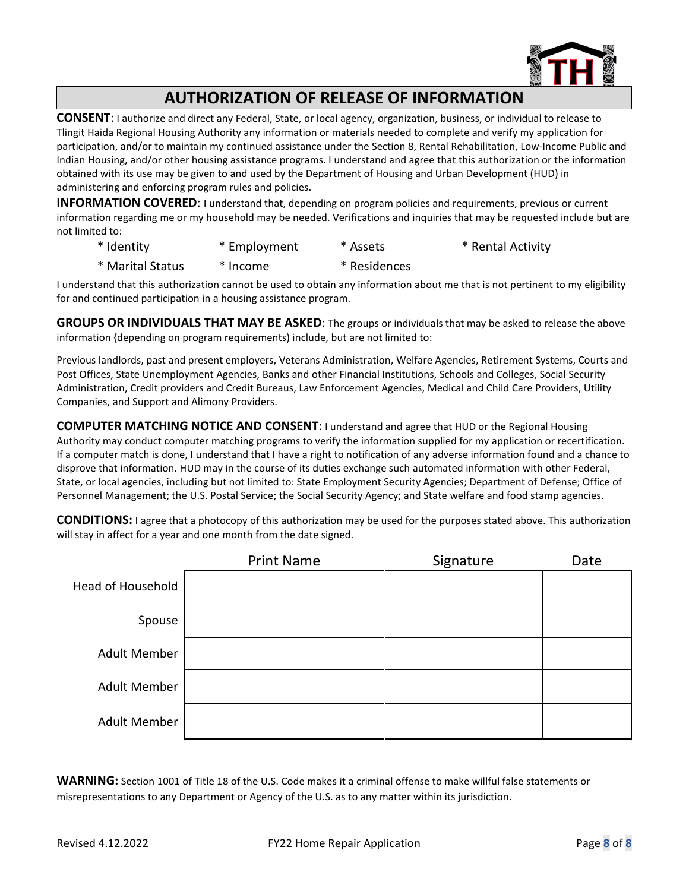# AUTHORIZATION OF RELEASE OF INFORMATION

**CONSENT**: I authorize and direct any Federal, State, or local agency, organization, business, or individual to release to Tlingit Haida Regional Housing Authority any information or materials needed to complete and verify my application for participation, and/or to maintain my continued assistance under the Section 8, Rental Rehabilitation, Low-Income Public and Indian Housing, and/or other housing assistance programs. I understand and agree that this authorization or the information obtained with its use may be given to and used by the Department of Housing and Urban Development (HUD) in administering and enforcing program rules and policies.

**INFORMATION COVERED**: I understand that, depending on program policies and requirements, previous or current information regarding me or my household may be needed. Verifications and inquiries that may be requested include but are not limited to:

* Identity
* Employment
* Assets
* Rental Activity
* Marital Status
* Income
* Residences

I understand that this authorization cannot be used to obtain any information about me that is not pertinent to my eligibility for and continued participation in a housing assistance program.

**GROUPS OR INDIVIDUALS THAT MAY BE ASKED**: The groups or individuals that may be asked to release the above information {depending on program requirements) include, but are not limited to:

Previous landlords, past and present employers, Veterans Administration, Welfare Agencies, Retirement Systems, Courts and Post Offices, State Unemployment Agencies, Banks and other Financial Institutions, Schools and Colleges, Social Security Administration, Credit providers and Credit Bureaus, Law Enforcement Agencies, Medical and Child Care Providers, Utility Companies, and Support and Alimony Providers.

**COMPUTER MATCHING NOTICE AND CONSENT**: I understand and agree that HUD or the Regional Housing Authority may conduct computer matching programs to verify the information supplied for my application or recertification. If a computer match is done, I understand that I have a right to notification of any adverse information found and a chance to disprove that information. HUD may in the course of its duties exchange such automated information with other Federal, State, or local agencies, including but not limited to: State Employment Security Agencies; Department of Defense; Office of Personnel Management; the U.S. Postal Service; the Social Security Agency; and State welfare and food stamp agencies.

**CONDITIONS:** I agree that a photocopy of this authorization may be used for the purposes stated above. This authorization will stay in affect for a year and one month from the date signed.

| | Print Name | Signature | Date |
|---|---|---|---|
| Head of Household | | | |
| Spouse | | | |
| Adult Member | | | |
| Adult Member | | | |
| Adult Member | | | |

**WARNING:** Section 1001 of Title 18 of the U.S. Code makes it a criminal offense to make willful false statements or misrepresentations to any Department or Agency of the U.S. as to any matter within its jurisdiction.

Revised 4.12.2022 FY22 Home Repair Application